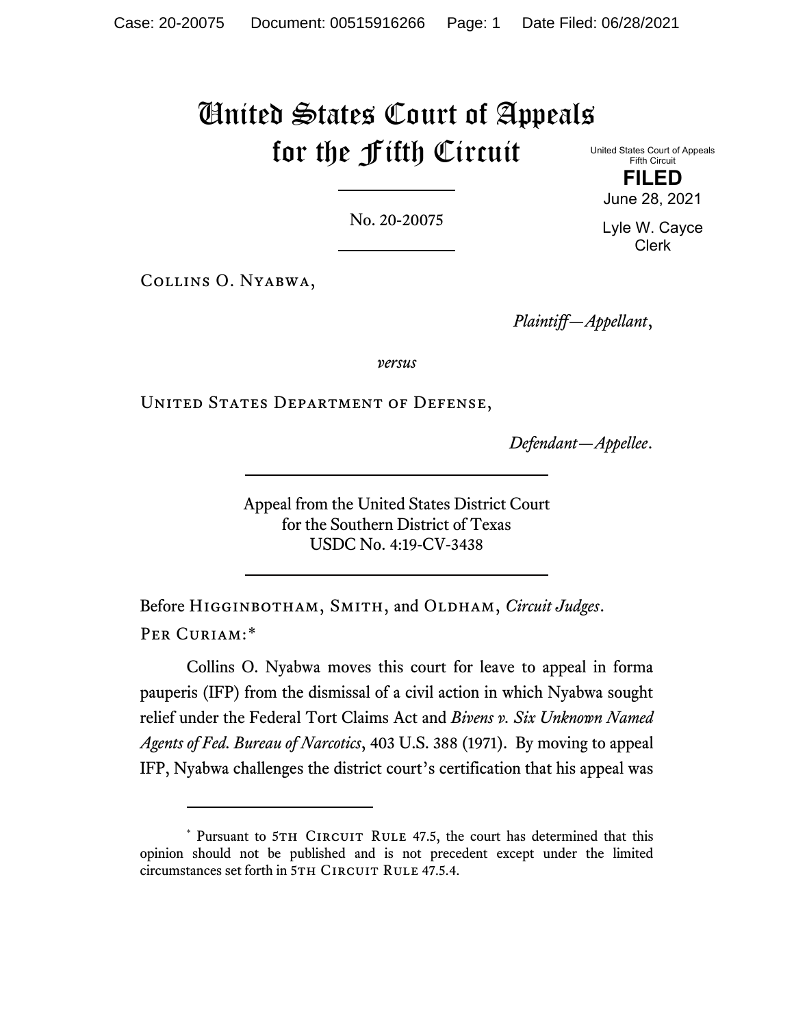# United States Court of Appeals for the Fifth Circuit

United States Court of Appeals
Fifth Circuit

**FILED**

June 28, 2021

Lyle W. Cayce
Clerk

No. 20-20075

Collins O. Nyabwa,

*Plaintiff—Appellant*,

*versus*

United States Department of Defense,

*Defendant—Appellee*.

Appeal from the United States District Court
for the Southern District of Texas
USDC No. 4:19-CV-3438

Before Higginbotham, Smith, and Oldham, *Circuit Judges*.

Per Curiam:*

Collins O. Nyabwa moves this court for leave to appeal in forma pauperis (IFP) from the dismissal of a civil action in which Nyabwa sought relief under the Federal Tort Claims Act and *Bivens v. Six Unknown Named Agents of Fed. Bureau of Narcotics*, 403 U.S. 388 (1971). By moving to appeal IFP, Nyabwa challenges the district court's certification that his appeal was

---

* Pursuant to 5th Circuit Rule 47.5, the court has determined that this opinion should not be published and is not precedent except under the limited circumstances set forth in 5th Circuit Rule 47.5.4.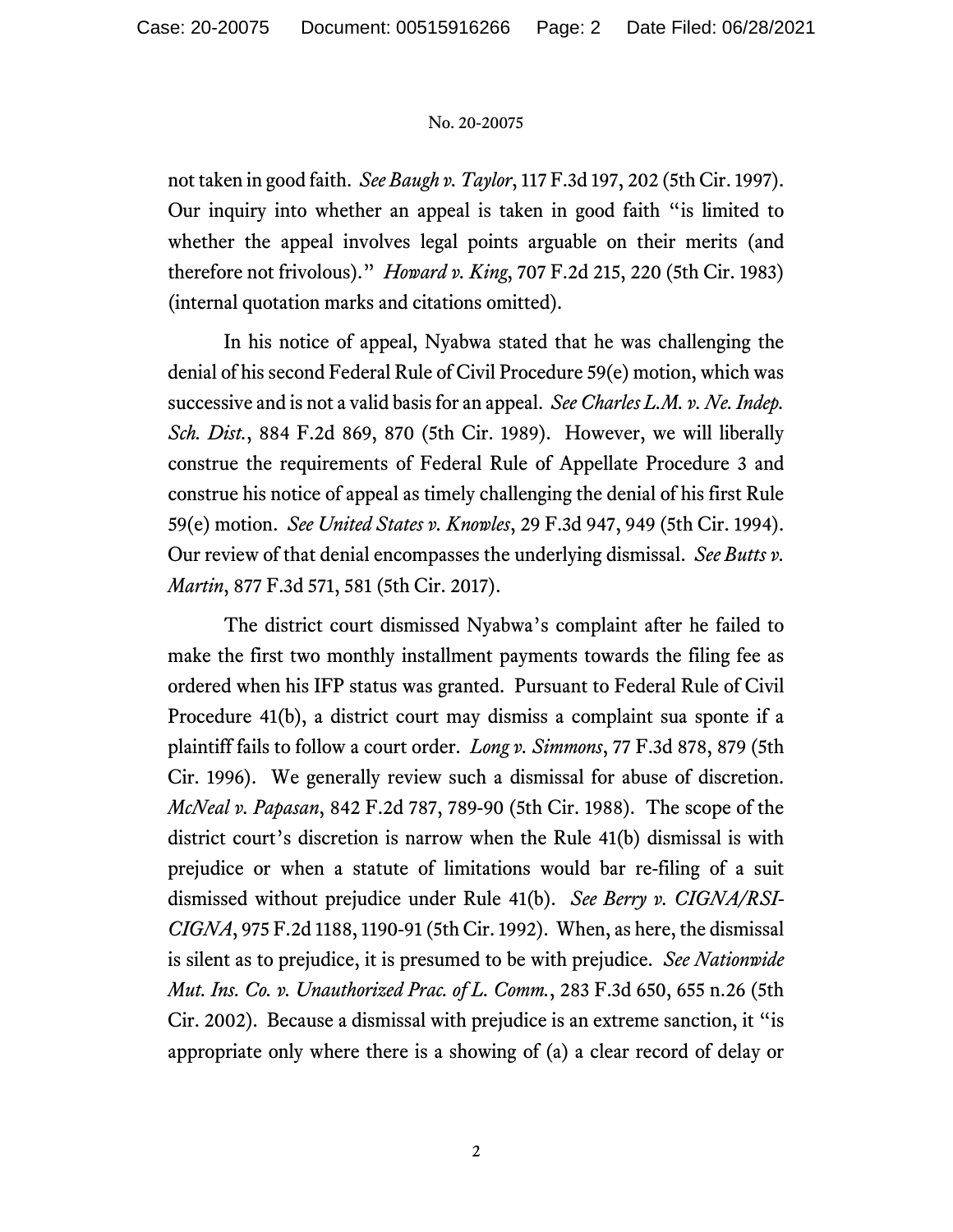not taken in good faith. *See Baugh v. Taylor*, 117 F.3d 197, 202 (5th Cir. 1997). Our inquiry into whether an appeal is taken in good faith "is limited to whether the appeal involves legal points arguable on their merits (and therefore not frivolous)." *Howard v. King*, 707 F.2d 215, 220 (5th Cir. 1983) (internal quotation marks and citations omitted).

In his notice of appeal, Nyabwa stated that he was challenging the denial of his second Federal Rule of Civil Procedure 59(e) motion, which was successive and is not a valid basis for an appeal. *See Charles L.M. v. Ne. Indep. Sch. Dist.*, 884 F.2d 869, 870 (5th Cir. 1989). However, we will liberally construe the requirements of Federal Rule of Appellate Procedure 3 and construe his notice of appeal as timely challenging the denial of his first Rule 59(e) motion. *See United States v. Knowles*, 29 F.3d 947, 949 (5th Cir. 1994). Our review of that denial encompasses the underlying dismissal. *See Butts v. Martin*, 877 F.3d 571, 581 (5th Cir. 2017).

The district court dismissed Nyabwa's complaint after he failed to make the first two monthly installment payments towards the filing fee as ordered when his IFP status was granted. Pursuant to Federal Rule of Civil Procedure 41(b), a district court may dismiss a complaint sua sponte if a plaintiff fails to follow a court order. *Long v. Simmons*, 77 F.3d 878, 879 (5th Cir. 1996). We generally review such a dismissal for abuse of discretion. *McNeal v. Papasan*, 842 F.2d 787, 789-90 (5th Cir. 1988). The scope of the district court's discretion is narrow when the Rule 41(b) dismissal is with prejudice or when a statute of limitations would bar re-filing of a suit dismissed without prejudice under Rule 41(b). *See Berry v. CIGNA/RSI-CIGNA*, 975 F.2d 1188, 1190-91 (5th Cir. 1992). When, as here, the dismissal is silent as to prejudice, it is presumed to be with prejudice. *See Nationwide Mut. Ins. Co. v. Unauthorized Prac. of L. Comm.*, 283 F.3d 650, 655 n.26 (5th Cir. 2002). Because a dismissal with prejudice is an extreme sanction, it "is appropriate only where there is a showing of (a) a clear record of delay or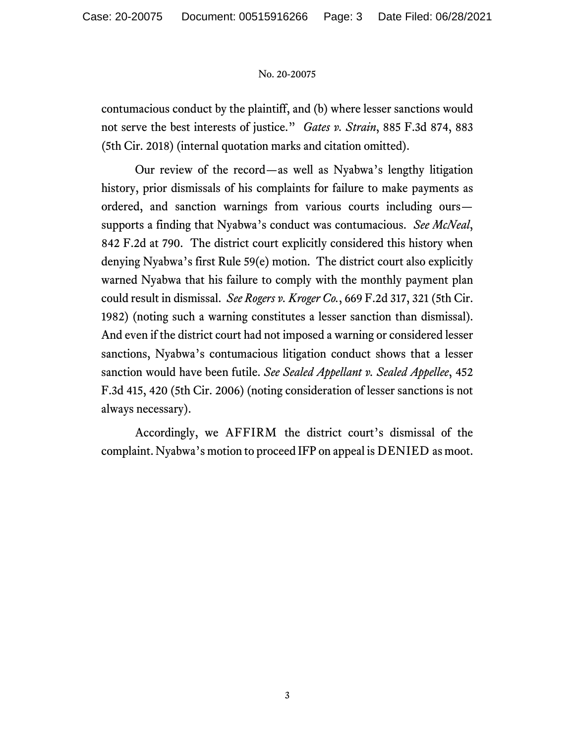contumacious conduct by the plaintiff, and (b) where lesser sanctions would not serve the best interests of justice." *Gates v. Strain*, 885 F.3d 874, 883 (5th Cir. 2018) (internal quotation marks and citation omitted).

Our review of the record—as well as Nyabwa's lengthy litigation history, prior dismissals of his complaints for failure to make payments as ordered, and sanction warnings from various courts including ours—supports a finding that Nyabwa's conduct was contumacious. *See McNeal*, 842 F.2d at 790. The district court explicitly considered this history when denying Nyabwa's first Rule 59(e) motion. The district court also explicitly warned Nyabwa that his failure to comply with the monthly payment plan could result in dismissal. *See Rogers v. Kroger Co.*, 669 F.2d 317, 321 (5th Cir. 1982) (noting such a warning constitutes a lesser sanction than dismissal). And even if the district court had not imposed a warning or considered lesser sanctions, Nyabwa's contumacious litigation conduct shows that a lesser sanction would have been futile. *See Sealed Appellant v. Sealed Appellee*, 452 F.3d 415, 420 (5th Cir. 2006) (noting consideration of lesser sanctions is not always necessary).

Accordingly, we AFFIRM the district court's dismissal of the complaint. Nyabwa's motion to proceed IFP on appeal is DENIED as moot.